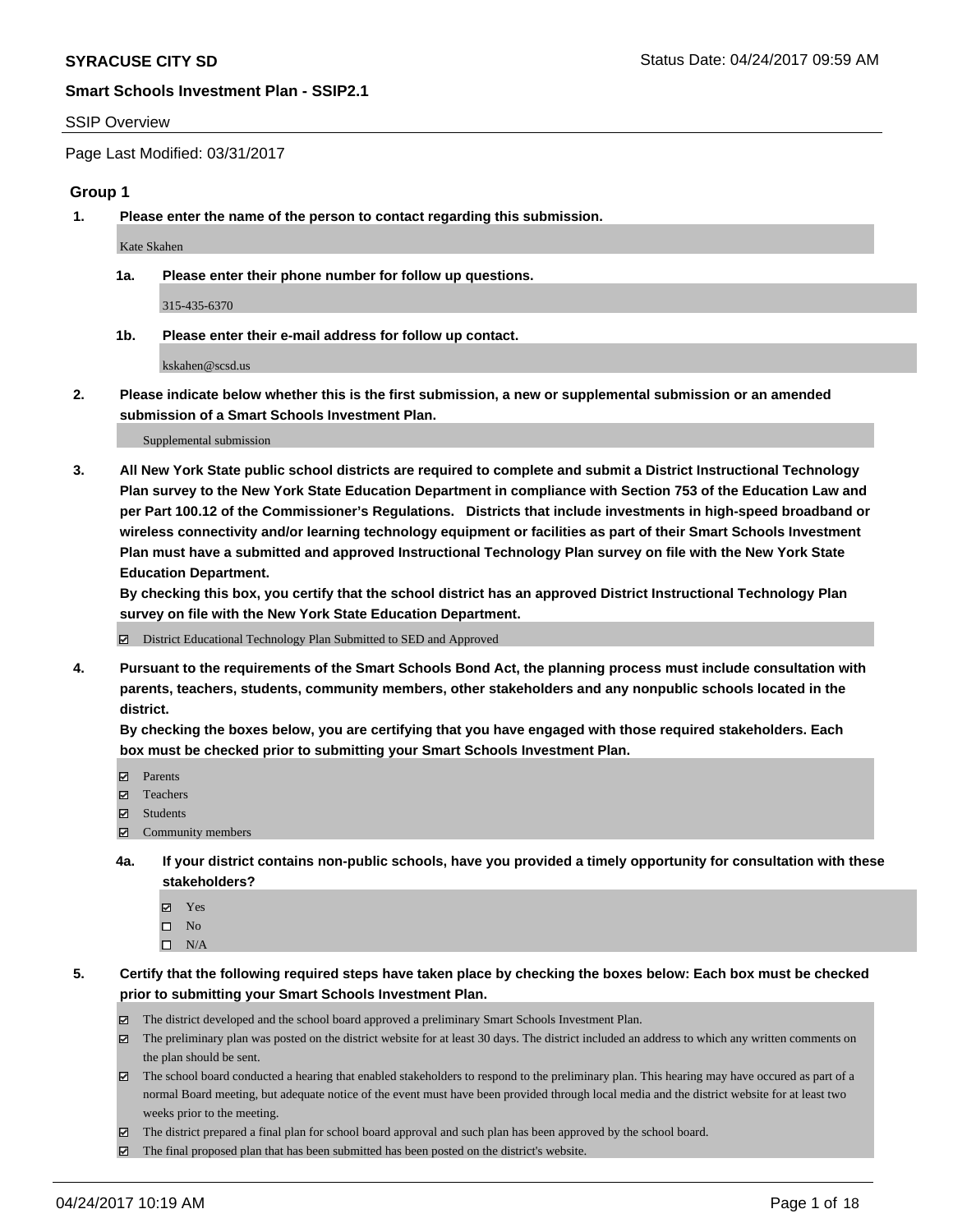**SYRACUSE CITY SD** Status Date: 04/24/2017 09:59 AM

## Smart Schools Investment Plan - SSIP2.1

SSIP Overview

Page Last Modified: 03/31/2017

### Group 1

**1. Please enter the name of the person to contact regarding this submission.**

Kate Skahen

**1a. Please enter their phone number for follow up questions.**

315-435-6370

**1b. Please enter their e-mail address for follow up contact.**

kskahen@scsd.us

**2. Please indicate below whether this is the first submission, a new or supplemental submission or an amended submission of a Smart Schools Investment Plan.**

Supplemental submission

**3. All New York State public school districts are required to complete and submit a District Instructional Technology Plan survey to the New York State Education Department in compliance with Section 753 of the Education Law and per Part 100.12 of the Commissioner's Regulations. Districts that include investments in high-speed broadband or wireless connectivity and/or learning technology equipment or facilities as part of their Smart Schools Investment Plan must have a submitted and approved Instructional Technology Plan survey on file with the New York State Education Department.**
**By checking this box, you certify that the school district has an approved District Instructional Technology Plan survey on file with the New York State Education Department.**

☑ District Educational Technology Plan Submitted to SED and Approved

**4. Pursuant to the requirements of the Smart Schools Bond Act, the planning process must include consultation with parents, teachers, students, community members, other stakeholders and any nonpublic schools located in the district.**
**By checking the boxes below, you are certifying that you have engaged with those required stakeholders. Each box must be checked prior to submitting your Smart Schools Investment Plan.**

☑ Parents
☑ Teachers
☑ Students
☑ Community members

**4a. If your district contains non-public schools, have you provided a timely opportunity for consultation with these stakeholders?**

☑ Yes
☐ No
☐ N/A

**5. Certify that the following required steps have taken place by checking the boxes below: Each box must be checked prior to submitting your Smart Schools Investment Plan.**

☑ The district developed and the school board approved a preliminary Smart Schools Investment Plan.
☑ The preliminary plan was posted on the district website for at least 30 days. The district included an address to which any written comments on the plan should be sent.
☑ The school board conducted a hearing that enabled stakeholders to respond to the preliminary plan. This hearing may have occured as part of a normal Board meeting, but adequate notice of the event must have been provided through local media and the district website for at least two weeks prior to the meeting.
☑ The district prepared a final plan for school board approval and such plan has been approved by the school board.
☑ The final proposed plan that has been submitted has been posted on the district's website.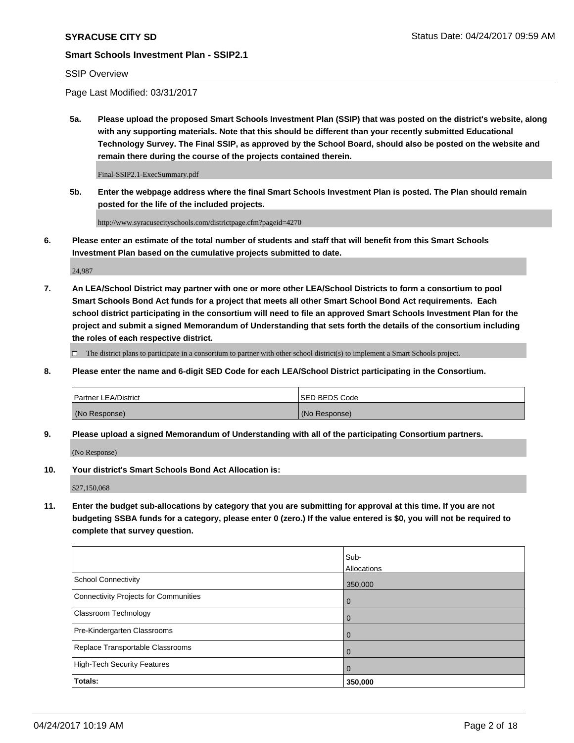**SYRACUSE CITY SD** Status Date: 04/24/2017 09:59 AM

**Smart Schools Investment Plan - SSIP2.1**

SSIP Overview

Page Last Modified: 03/31/2017

**5a. Please upload the proposed Smart Schools Investment Plan (SSIP) that was posted on the district's website, along with any supporting materials. Note that this should be different than your recently submitted Educational Technology Survey. The Final SSIP, as approved by the School Board, should also be posted on the website and remain there during the course of the projects contained therein.**

Final-SSIP2.1-ExecSummary.pdf

**5b. Enter the webpage address where the final Smart Schools Investment Plan is posted. The Plan should remain posted for the life of the included projects.**

http://www.syracusecityschools.com/districtpage.cfm?pageid=4270

**6. Please enter an estimate of the total number of students and staff that will benefit from this Smart Schools Investment Plan based on the cumulative projects submitted to date.**

24,987

**7. An LEA/School District may partner with one or more other LEA/School Districts to form a consortium to pool Smart Schools Bond Act funds for a project that meets all other Smart School Bond Act requirements. Each school district participating in the consortium will need to file an approved Smart Schools Investment Plan for the project and submit a signed Memorandum of Understanding that sets forth the details of the consortium including the roles of each respective district.**

☐ The district plans to participate in a consortium to partner with other school district(s) to implement a Smart Schools project.

**8. Please enter the name and 6-digit SED Code for each LEA/School District participating in the Consortium.**

| Partner LEA/District | SED BEDS Code |
|---|---|
| (No Response) | (No Response) |

**9. Please upload a signed Memorandum of Understanding with all of the participating Consortium partners.**

(No Response)

**10. Your district's Smart Schools Bond Act Allocation is:**

$27,150,068

**11. Enter the budget sub-allocations by category that you are submitting for approval at this time. If you are not budgeting SSBA funds for a category, please enter 0 (zero.) If the value entered is $0, you will not be required to complete that survey question.**

| | Sub-Allocations |
|---|---|
| School Connectivity | 350,000 |
| Connectivity Projects for Communities | 0 |
| Classroom Technology | 0 |
| Pre-Kindergarten Classrooms | 0 |
| Replace Transportable Classrooms | 0 |
| High-Tech Security Features | 0 |
| **Totals:** | **350,000** |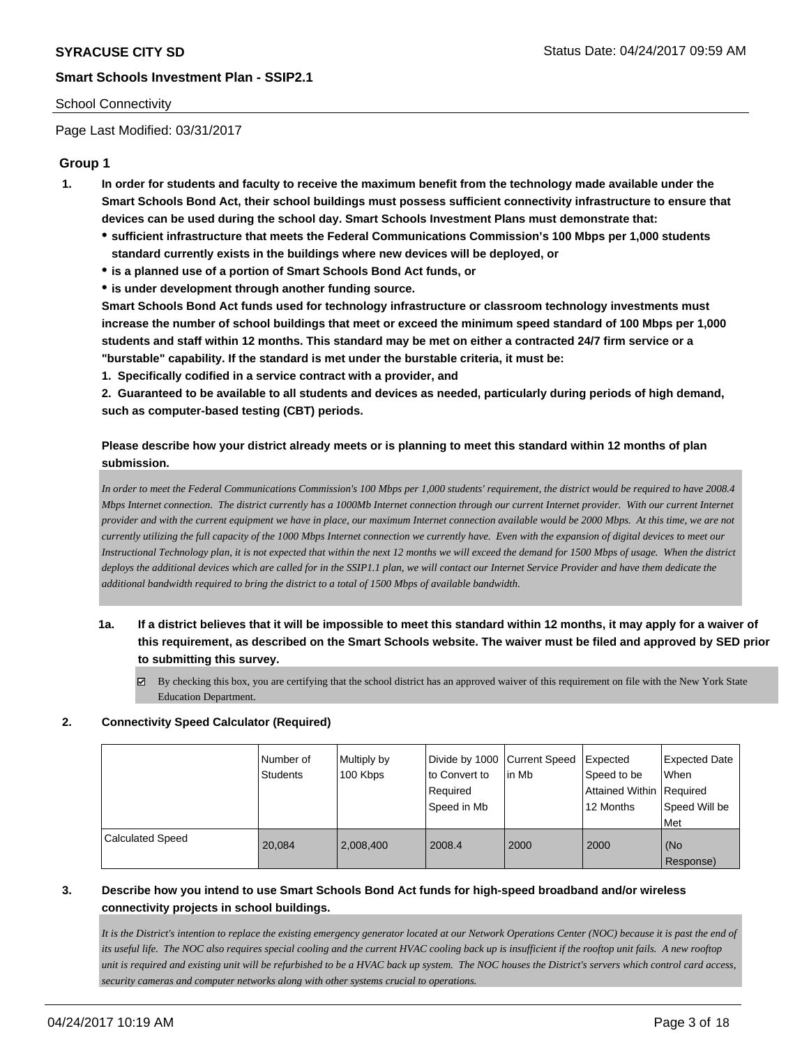SYRACUSE CITY SD

**Smart Schools Investment Plan - SSIP2.1**

School Connectivity

Page Last Modified: 03/31/2017

## Group 1

1. **In order for students and faculty to receive the maximum benefit from the technology made available under the Smart Schools Bond Act, their school buildings must possess sufficient connectivity infrastructure to ensure that devices can be used during the school day. Smart Schools Investment Plans must demonstrate that:**
   - **sufficient infrastructure that meets the Federal Communications Commission's 100 Mbps per 1,000 students standard currently exists in the buildings where new devices will be deployed, or**
   - **is a planned use of a portion of Smart Schools Bond Act funds, or**
   - **is under development through another funding source.**

   **Smart Schools Bond Act funds used for technology infrastructure or classroom technology investments must increase the number of school buildings that meet or exceed the minimum speed standard of 100 Mbps per 1,000 students and staff within 12 months. This standard may be met on either a contracted 24/7 firm service or a "burstable" capability. If the standard is met under the burstable criteria, it must be:**

   **1. Specifically codified in a service contract with a provider, and**

   **2. Guaranteed to be available to all students and devices as needed, particularly during periods of high demand, such as computer-based testing (CBT) periods.**

   **Please describe how your district already meets or is planning to meet this standard within 12 months of plan submission.**

   *In order to meet the Federal Communications Commission's 100 Mbps per 1,000 students' requirement, the district would be required to have 2008.4 Mbps Internet connection. The district currently has a 1000Mb Internet connection through our current Internet provider. With our current Internet provider and with the current equipment we have in place, our maximum Internet connection available would be 2000 Mbps. At this time, we are not currently utilizing the full capacity of the 1000 Mbps Internet connection we currently have. Even with the expansion of digital devices to meet our Instructional Technology plan, it is not expected that within the next 12 months we will exceed the demand for 1500 Mbps of usage. When the district deploys the additional devices which are called for in the SSIP1.1 plan, we will contact our Internet Service Provider and have them dedicate the additional bandwidth required to bring the district to a total of 1500 Mbps of available bandwidth.*

1a. **If a district believes that it will be impossible to meet this standard within 12 months, it may apply for a waiver of this requirement, as described on the Smart Schools website. The waiver must be filed and approved by SED prior to submitting this survey.**

   ☑ By checking this box, you are certifying that the school district has an approved waiver of this requirement on file with the New York State Education Department.

2. **Connectivity Speed Calculator (Required)**

| | Number of Students | Multiply by 100 Kbps | Divide by 1000 to Convert to Required Speed in Mb | Current Speed in Mb | Expected Speed to be Attained Within 12 Months | Expected Date When Required Speed Will be Met |
|---|---|---|---|---|---|---|
| Calculated Speed | 20,084 | 2,008,400 | 2008.4 | 2000 | 2000 | (No Response) |

3. **Describe how you intend to use Smart Schools Bond Act funds for high-speed broadband and/or wireless connectivity projects in school buildings.**

   *It is the District's intention to replace the existing emergency generator located at our Network Operations Center (NOC) because it is past the end of its useful life. The NOC also requires special cooling and the current HVAC cooling back up is insufficient if the rooftop unit fails. A new rooftop unit is required and existing unit will be refurbished to be a HVAC back up system. The NOC houses the District's servers which control card access, security cameras and computer networks along with other systems crucial to operations.*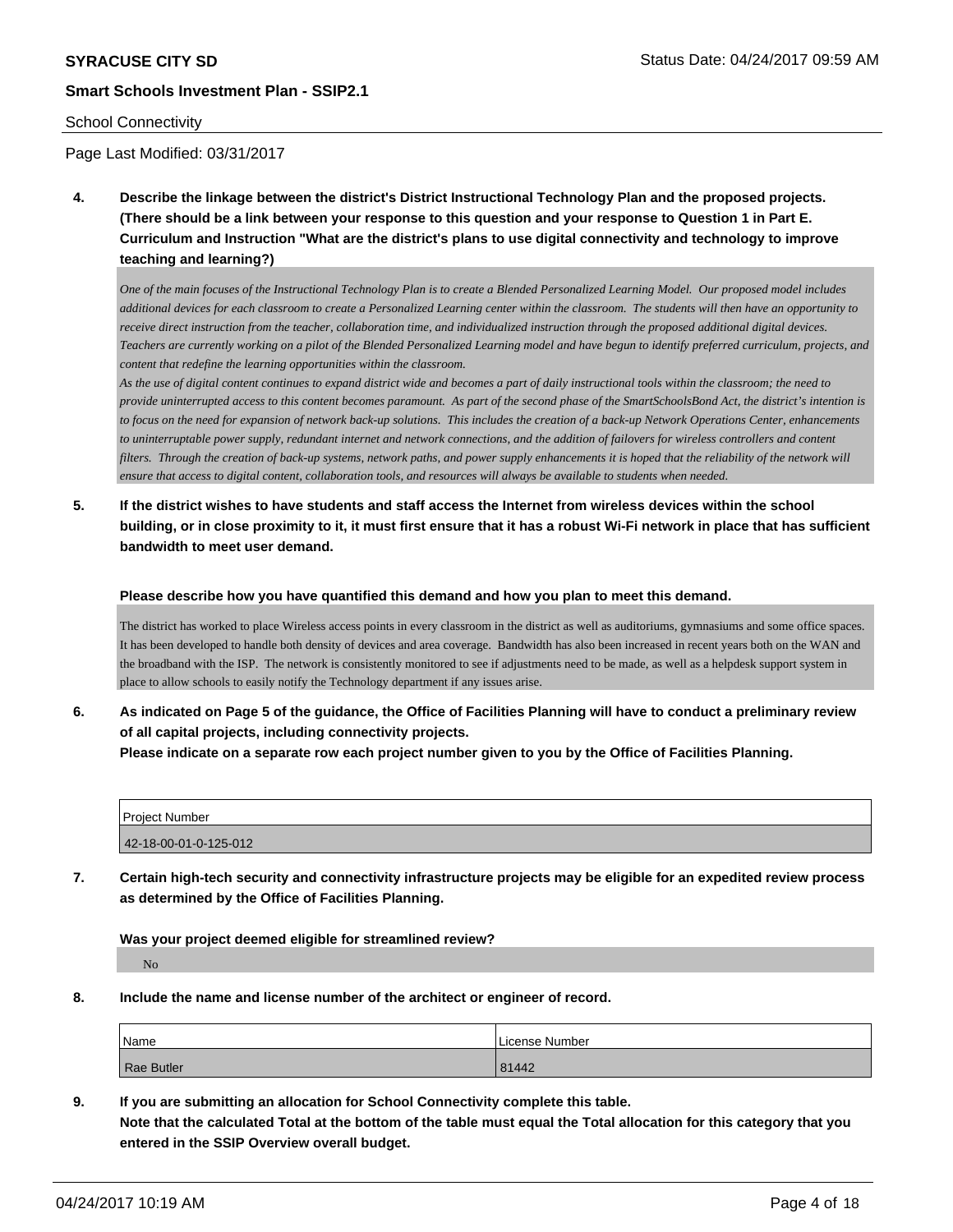School Connectivity

Page Last Modified: 03/31/2017

**4. Describe the linkage between the district's District Instructional Technology Plan and the proposed projects. (There should be a link between your response to this question and your response to Question 1 in Part E. Curriculum and Instruction "What are the district's plans to use digital connectivity and technology to improve teaching and learning?)**

*One of the main focuses of the Instructional Technology Plan is to create a Blended Personalized Learning Model. Our proposed model includes additional devices for each classroom to create a Personalized Learning center within the classroom. The students will then have an opportunity to receive direct instruction from the teacher, collaboration time, and individualized instruction through the proposed additional digital devices. Teachers are currently working on a pilot of the Blended Personalized Learning model and have begun to identify preferred curriculum, projects, and content that redefine the learning opportunities within the classroom.*
*As the use of digital content continues to expand district wide and becomes a part of daily instructional tools within the classroom; the need to provide uninterrupted access to this content becomes paramount. As part of the second phase of the SmartSchoolsBond Act, the district's intention is to focus on the need for expansion of network back-up solutions. This includes the creation of a back-up Network Operations Center, enhancements to uninterruptable power supply, redundant internet and network connections, and the addition of failovers for wireless controllers and content filters. Through the creation of back-up systems, network paths, and power supply enhancements it is hoped that the reliability of the network will ensure that access to digital content, collaboration tools, and resources will always be available to students when needed.*

**5. If the district wishes to have students and staff access the Internet from wireless devices within the school building, or in close proximity to it, it must first ensure that it has a robust Wi-Fi network in place that has sufficient bandwidth to meet user demand.**

**Please describe how you have quantified this demand and how you plan to meet this demand.**

The district has worked to place Wireless access points in every classroom in the district as well as auditoriums, gymnasiums and some office spaces. It has been developed to handle both density of devices and area coverage. Bandwidth has also been increased in recent years both on the WAN and the broadband with the ISP. The network is consistently monitored to see if adjustments need to be made, as well as a helpdesk support system in place to allow schools to easily notify the Technology department if any issues arise.

**6. As indicated on Page 5 of the guidance, the Office of Facilities Planning will have to conduct a preliminary review of all capital projects, including connectivity projects.**
**Please indicate on a separate row each project number given to you by the Office of Facilities Planning.**

| Project Number |
| --- |
| 42-18-00-01-0-125-012 |

**7. Certain high-tech security and connectivity infrastructure projects may be eligible for an expedited review process as determined by the Office of Facilities Planning.**

**Was your project deemed eligible for streamlined review?**

No

**8. Include the name and license number of the architect or engineer of record.**

| Name | License Number |
| --- | --- |
| Rae Butler | 81442 |

**9. If you are submitting an allocation for School Connectivity complete this table.**
**Note that the calculated Total at the bottom of the table must equal the Total allocation for this category that you entered in the SSIP Overview overall budget.**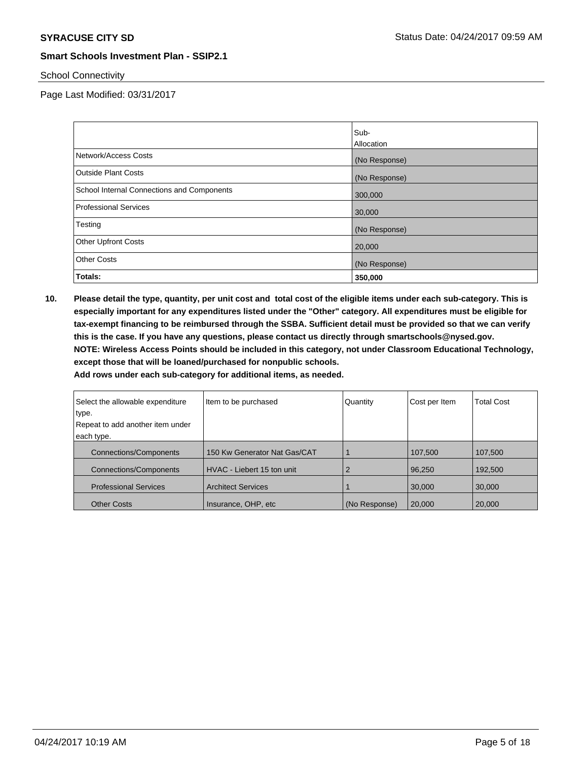**SYRACUSE CITY SD**

**Smart Schools Investment Plan - SSIP2.1**

School Connectivity

Page Last Modified: 03/31/2017

| | Sub-Allocation |
|---|---|
| Network/Access Costs | (No Response) |
| Outside Plant Costs | (No Response) |
| School Internal Connections and Components | 300,000 |
| Professional Services | 30,000 |
| Testing | (No Response) |
| Other Upfront Costs | 20,000 |
| Other Costs | (No Response) |
| **Totals:** | **350,000** |

**10. Please detail the type, quantity, per unit cost and total cost of the eligible items under each sub-category. This is especially important for any expenditures listed under the "Other" category. All expenditures must be eligible for tax-exempt financing to be reimbursed through the SSBA. Sufficient detail must be provided so that we can verify this is the case. If you have any questions, please contact us directly through smartschools@nysed.gov.**
**NOTE: Wireless Access Points should be included in this category, not under Classroom Educational Technology, except those that will be loaned/purchased for nonpublic schools.**
**Add rows under each sub-category for additional items, as needed.**

| Select the allowable expenditure type. Repeat to add another item under each type. | Item to be purchased | Quantity | Cost per Item | Total Cost |
|---|---|---|---|---|
| Connections/Components | 150 Kw Generator Nat Gas/CAT | 1 | 107,500 | 107,500 |
| Connections/Components | HVAC - Liebert 15 ton unit | 2 | 96,250 | 192,500 |
| Professional Services | Architect Services | 1 | 30,000 | 30,000 |
| Other Costs | Insurance, OHP, etc | (No Response) | 20,000 | 20,000 |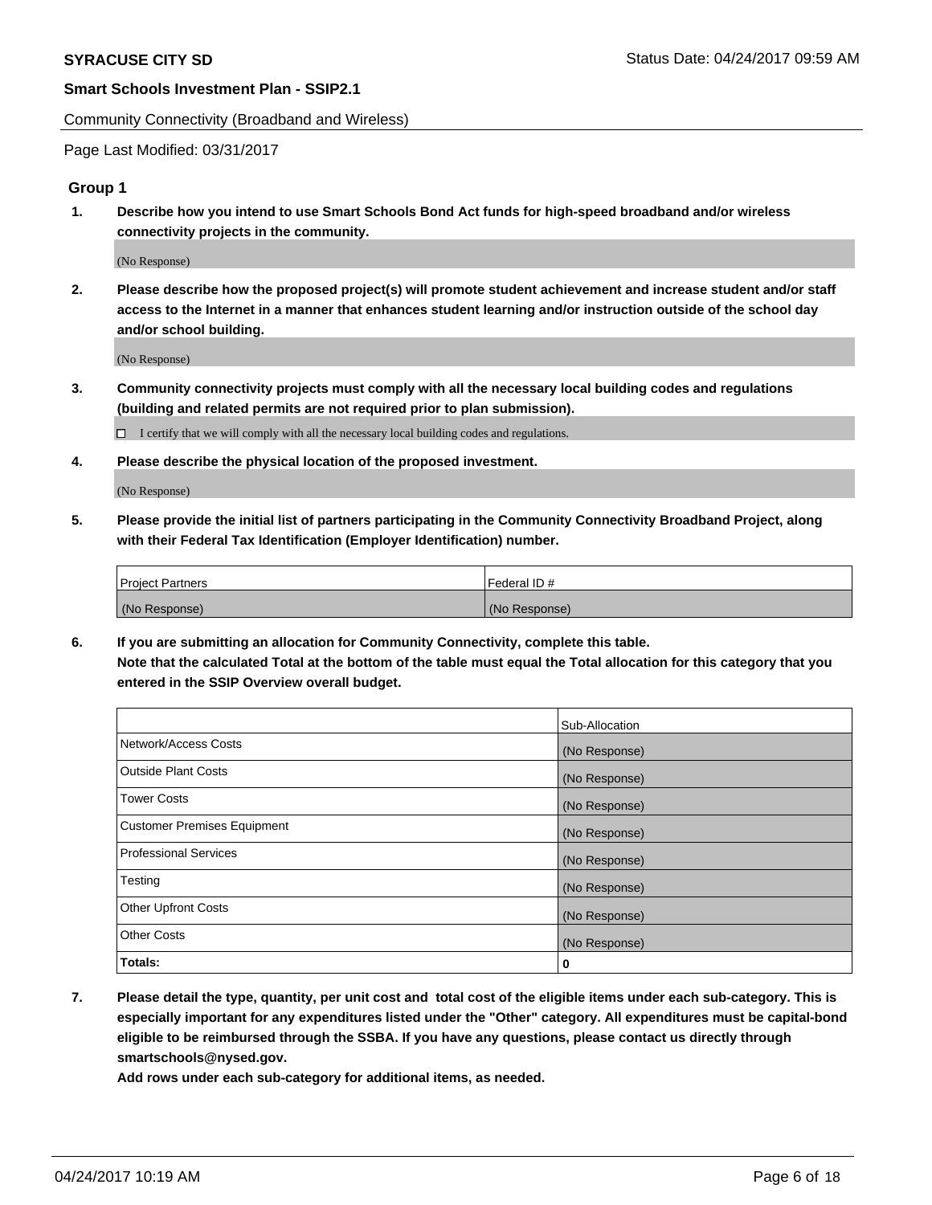Community Connectivity (Broadband and Wireless)

Page Last Modified: 03/31/2017

## Group 1

**1. Describe how you intend to use Smart Schools Bond Act funds for high-speed broadband and/or wireless connectivity projects in the community.**

(No Response)

**2. Please describe how the proposed project(s) will promote student achievement and increase student and/or staff access to the Internet in a manner that enhances student learning and/or instruction outside of the school day and/or school building.**

(No Response)

**3. Community connectivity projects must comply with all the necessary local building codes and regulations (building and related permits are not required prior to plan submission).**

☐ I certify that we will comply with all the necessary local building codes and regulations.

**4. Please describe the physical location of the proposed investment.**

(No Response)

**5. Please provide the initial list of partners participating in the Community Connectivity Broadband Project, along with their Federal Tax Identification (Employer Identification) number.**

| Project Partners | Federal ID # |
|---|---|
| (No Response) | (No Response) |

**6. If you are submitting an allocation for Community Connectivity, complete this table. Note that the calculated Total at the bottom of the table must equal the Total allocation for this category that you entered in the SSIP Overview overall budget.**

| | Sub-Allocation |
|---|---|
| Network/Access Costs | (No Response) |
| Outside Plant Costs | (No Response) |
| Tower Costs | (No Response) |
| Customer Premises Equipment | (No Response) |
| Professional Services | (No Response) |
| Testing | (No Response) |
| Other Upfront Costs | (No Response) |
| Other Costs | (No Response) |
| **Totals:** | **0** |

**7. Please detail the type, quantity, per unit cost and total cost of the eligible items under each sub-category. This is especially important for any expenditures listed under the "Other" category. All expenditures must be capital-bond eligible to be reimbursed through the SSBA. If you have any questions, please contact us directly through smartschools@nysed.gov.**

**Add rows under each sub-category for additional items, as needed.**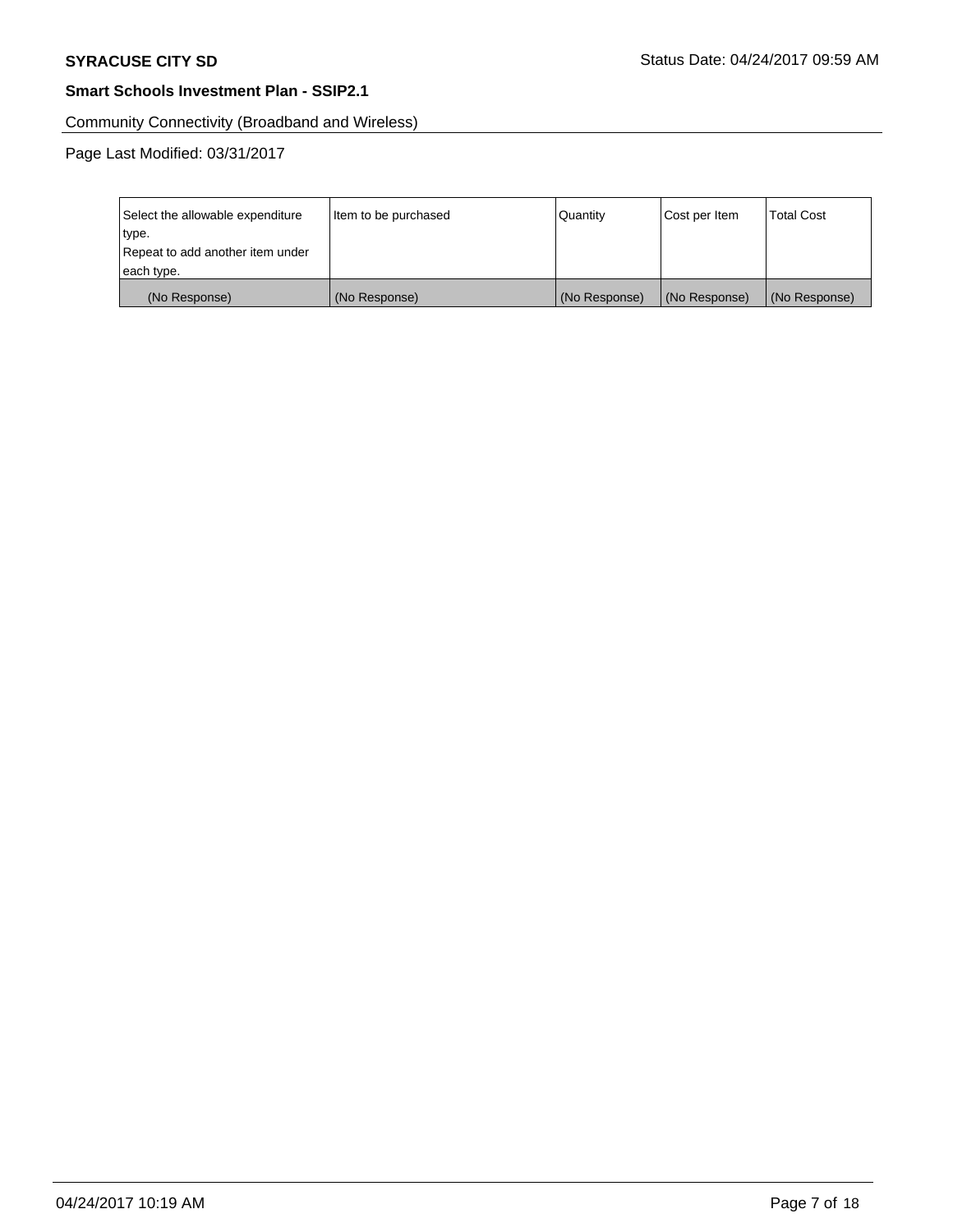Community Connectivity (Broadband and Wireless)

Page Last Modified: 03/31/2017

| Select the allowable expenditure type. Repeat to add another item under each type. | Item to be purchased | Quantity | Cost per Item | Total Cost |
|---|---|---|---|---|
| (No Response) | (No Response) | (No Response) | (No Response) | (No Response) |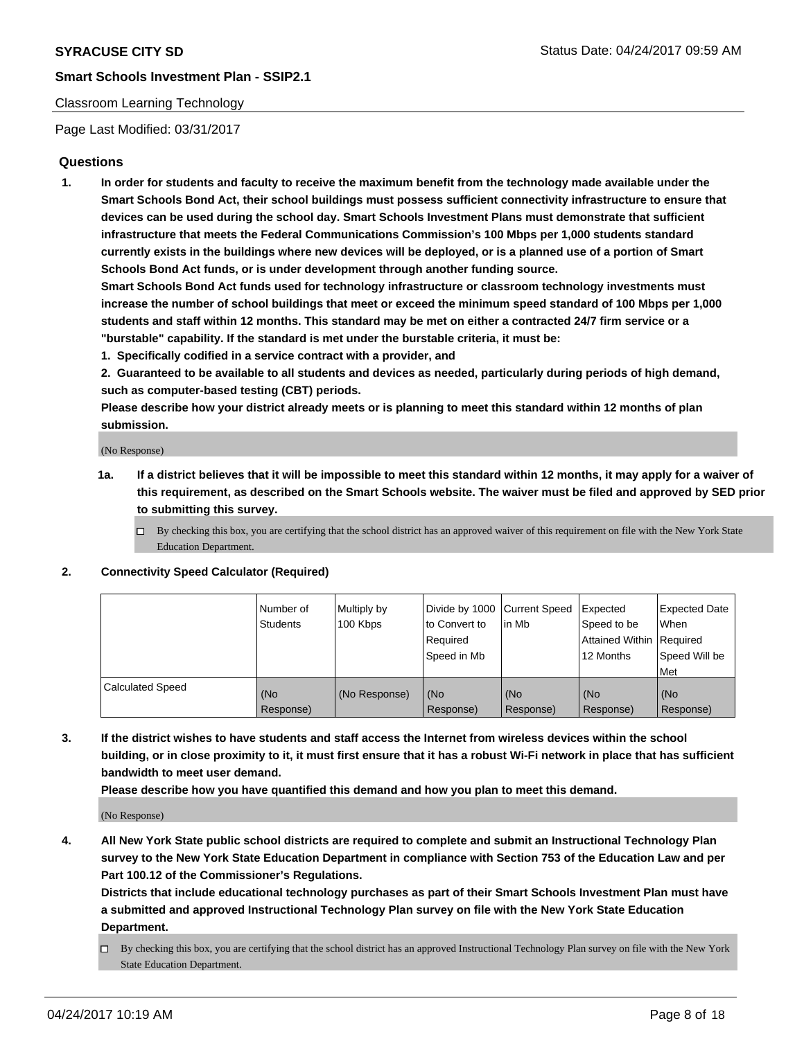Classroom Learning Technology

Page Last Modified: 03/31/2017

## Questions

1. **In order for students and faculty to receive the maximum benefit from the technology made available under the Smart Schools Bond Act, their school buildings must possess sufficient connectivity infrastructure to ensure that devices can be used during the school day. Smart Schools Investment Plans must demonstrate that sufficient infrastructure that meets the Federal Communications Commission's 100 Mbps per 1,000 students standard currently exists in the buildings where new devices will be deployed, or is a planned use of a portion of Smart Schools Bond Act funds, or is under development through another funding source.**

   **Smart Schools Bond Act funds used for technology infrastructure or classroom technology investments must increase the number of school buildings that meet or exceed the minimum speed standard of 100 Mbps per 1,000 students and staff within 12 months. This standard may be met on either a contracted 24/7 firm service or a "burstable" capability. If the standard is met under the burstable criteria, it must be:**

   **1. Specifically codified in a service contract with a provider, and**

   **2. Guaranteed to be available to all students and devices as needed, particularly during periods of high demand, such as computer-based testing (CBT) periods.**

   **Please describe how your district already meets or is planning to meet this standard within 12 months of plan submission.**

   (No Response)

   **1a. If a district believes that it will be impossible to meet this standard within 12 months, it may apply for a waiver of this requirement, as described on the Smart Schools website. The waiver must be filed and approved by SED prior to submitting this survey.**

   ☐ By checking this box, you are certifying that the school district has an approved waiver of this requirement on file with the New York State Education Department.

2. **Connectivity Speed Calculator (Required)**

| | Number of Students | Multiply by 100 Kbps | Divide by 1000 to Convert to Required Speed in Mb | Current Speed in Mb | Expected Speed to be Attained Within 12 Months | Expected Date When Required Speed Will be Met |
|---|---|---|---|---|---|---|
| Calculated Speed | (No Response) | (No Response) | (No Response) | (No Response) | (No Response) | (No Response) |

3. **If the district wishes to have students and staff access the Internet from wireless devices within the school building, or in close proximity to it, it must first ensure that it has a robust Wi-Fi network in place that has sufficient bandwidth to meet user demand.**

   **Please describe how you have quantified this demand and how you plan to meet this demand.**

   (No Response)

4. **All New York State public school districts are required to complete and submit an Instructional Technology Plan survey to the New York State Education Department in compliance with Section 753 of the Education Law and per Part 100.12 of the Commissioner's Regulations.**

   **Districts that include educational technology purchases as part of their Smart Schools Investment Plan must have a submitted and approved Instructional Technology Plan survey on file with the New York State Education Department.**

   ☐ By checking this box, you are certifying that the school district has an approved Instructional Technology Plan survey on file with the New York State Education Department.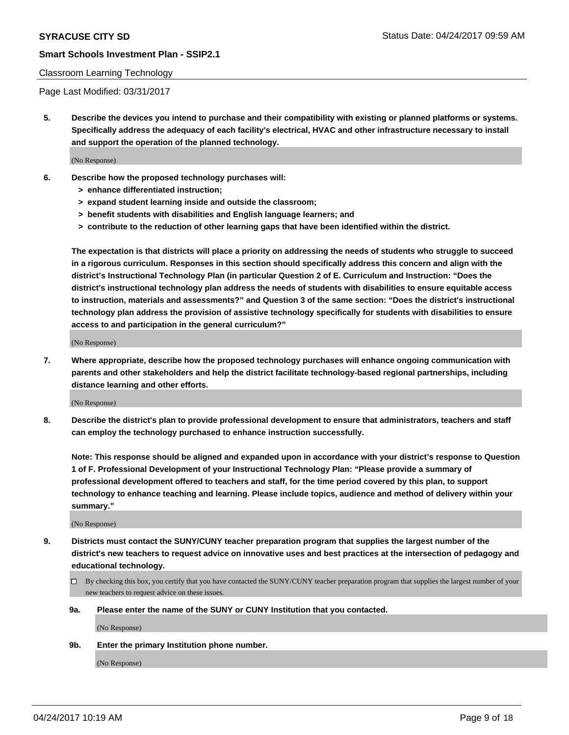Classroom Learning Technology

Page Last Modified: 03/31/2017

**5. Describe the devices you intend to purchase and their compatibility with existing or planned platforms or systems. Specifically address the adequacy of each facility's electrical, HVAC and other infrastructure necessary to install and support the operation of the planned technology.**

(No Response)

**6. Describe how the proposed technology purchases will:**
- **> enhance differentiated instruction;**
- **> expand student learning inside and outside the classroom;**
- **> benefit students with disabilities and English language learners; and**
- **> contribute to the reduction of other learning gaps that have been identified within the district.**

**The expectation is that districts will place a priority on addressing the needs of students who struggle to succeed in a rigorous curriculum. Responses in this section should specifically address this concern and align with the district's Instructional Technology Plan (in particular Question 2 of E. Curriculum and Instruction: "Does the district's instructional technology plan address the needs of students with disabilities to ensure equitable access to instruction, materials and assessments?" and Question 3 of the same section: "Does the district's instructional technology plan address the provision of assistive technology specifically for students with disabilities to ensure access to and participation in the general curriculum?"**

(No Response)

**7. Where appropriate, describe how the proposed technology purchases will enhance ongoing communication with parents and other stakeholders and help the district facilitate technology-based regional partnerships, including distance learning and other efforts.**

(No Response)

**8. Describe the district's plan to provide professional development to ensure that administrators, teachers and staff can employ the technology purchased to enhance instruction successfully.**

**Note: This response should be aligned and expanded upon in accordance with your district's response to Question 1 of F. Professional Development of your Instructional Technology Plan: "Please provide a summary of professional development offered to teachers and staff, for the time period covered by this plan, to support technology to enhance teaching and learning. Please include topics, audience and method of delivery within your summary."**

(No Response)

**9. Districts must contact the SUNY/CUNY teacher preparation program that supplies the largest number of the district's new teachers to request advice on innovative uses and best practices at the intersection of pedagogy and educational technology.**

☐ By checking this box, you certify that you have contacted the SUNY/CUNY teacher preparation program that supplies the largest number of your new teachers to request advice on these issues.

**9a. Please enter the name of the SUNY or CUNY Institution that you contacted.**

(No Response)

**9b. Enter the primary Institution phone number.**

(No Response)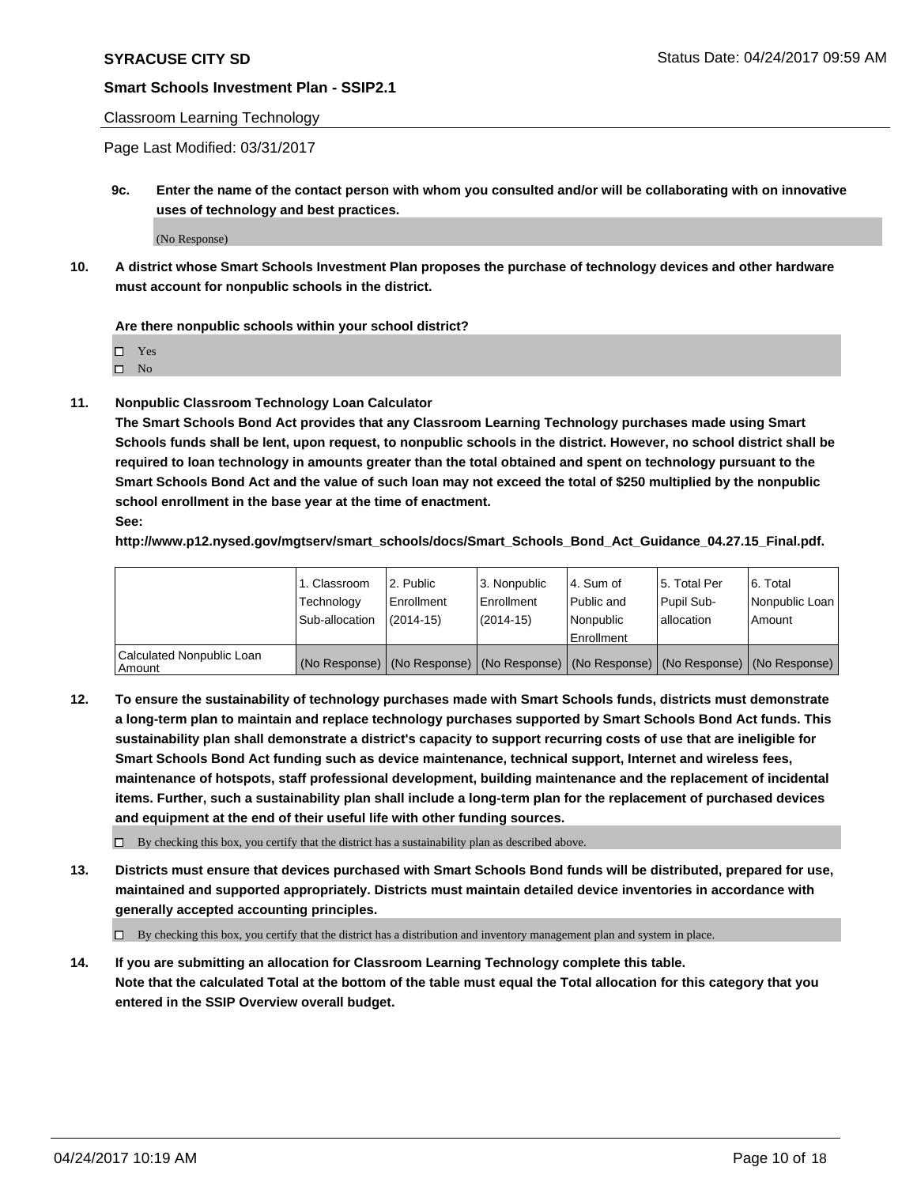**SYRACUSE CITY SD** Status Date: 04/24/2017 09:59 AM

**Smart Schools Investment Plan - SSIP2.1**

Classroom Learning Technology

Page Last Modified: 03/31/2017

**9c. Enter the name of the contact person with whom you consulted and/or will be collaborating with on innovative uses of technology and best practices.**

(No Response)

**10. A district whose Smart Schools Investment Plan proposes the purchase of technology devices and other hardware must account for nonpublic schools in the district.**

**Are there nonpublic schools within your school district?**

- ☐ Yes
- ☐ No

**11. Nonpublic Classroom Technology Loan Calculator**

**The Smart Schools Bond Act provides that any Classroom Learning Technology purchases made using Smart Schools funds shall be lent, upon request, to nonpublic schools in the district. However, no school district shall be required to loan technology in amounts greater than the total obtained and spent on technology pursuant to the Smart Schools Bond Act and the value of such loan may not exceed the total of $250 multiplied by the nonpublic school enrollment in the base year at the time of enactment.**

**See:**

**http://www.p12.nysed.gov/mgtserv/smart_schools/docs/Smart_Schools_Bond_Act_Guidance_04.27.15_Final.pdf.**

| | 1. Classroom Technology Sub-allocation | 2. Public Enrollment (2014-15) | 3. Nonpublic Enrollment (2014-15) | 4. Sum of Public and Nonpublic Enrollment | 5. Total Per Pupil Sub-allocation | 6. Total Nonpublic Loan Amount |
|---|---|---|---|---|---|---|
| Calculated Nonpublic Loan Amount | (No Response) | (No Response) | (No Response) | (No Response) | (No Response) | (No Response) |

**12. To ensure the sustainability of technology purchases made with Smart Schools funds, districts must demonstrate a long-term plan to maintain and replace technology purchases supported by Smart Schools Bond Act funds. This sustainability plan shall demonstrate a district's capacity to support recurring costs of use that are ineligible for Smart Schools Bond Act funding such as device maintenance, technical support, Internet and wireless fees, maintenance of hotspots, staff professional development, building maintenance and the replacement of incidental items. Further, such a sustainability plan shall include a long-term plan for the replacement of purchased devices and equipment at the end of their useful life with other funding sources.**

☐ By checking this box, you certify that the district has a sustainability plan as described above.

**13. Districts must ensure that devices purchased with Smart Schools Bond funds will be distributed, prepared for use, maintained and supported appropriately. Districts must maintain detailed device inventories in accordance with generally accepted accounting principles.**

☐ By checking this box, you certify that the district has a distribution and inventory management plan and system in place.

**14. If you are submitting an allocation for Classroom Learning Technology complete this table.**
**Note that the calculated Total at the bottom of the table must equal the Total allocation for this category that you entered in the SSIP Overview overall budget.**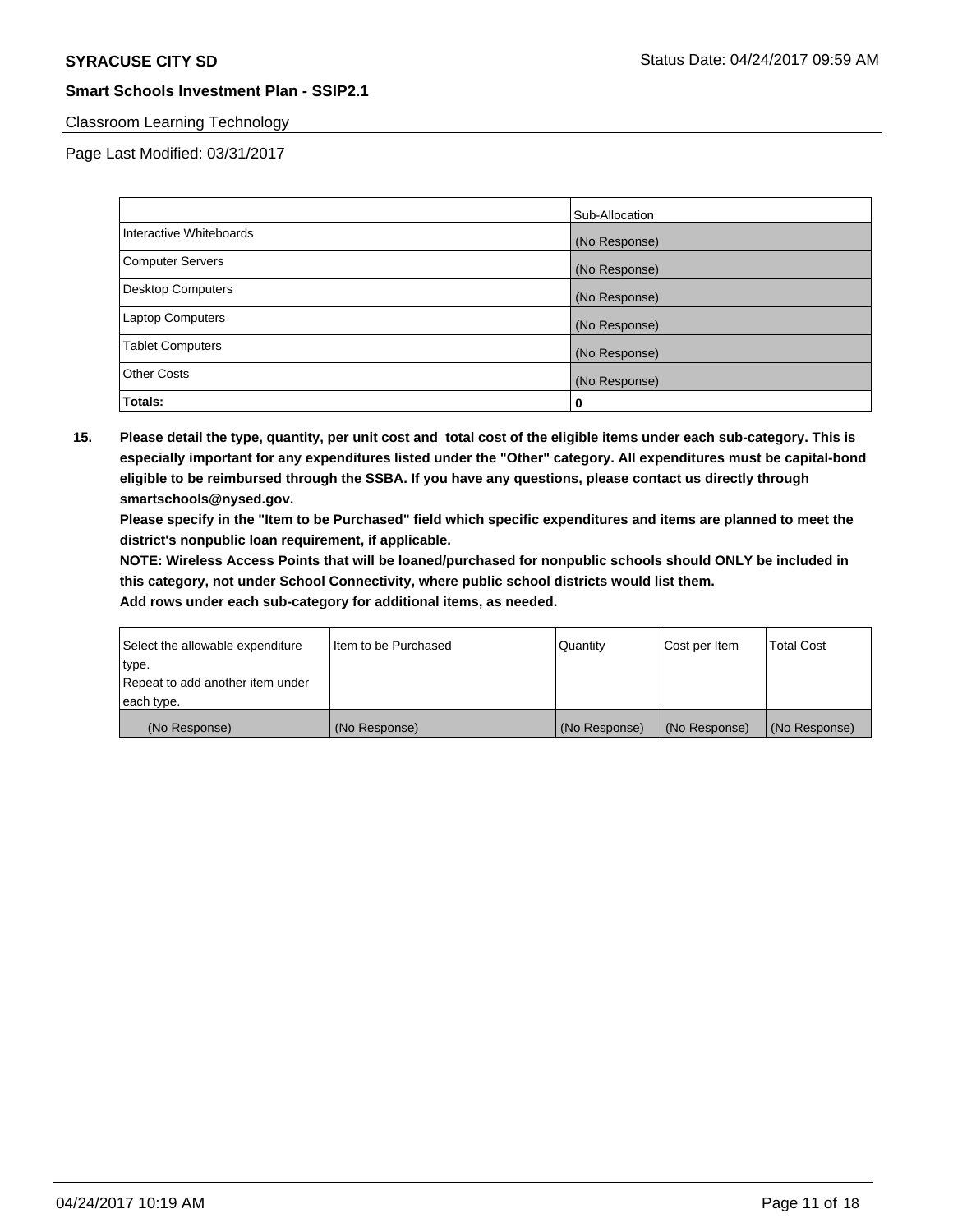Classroom Learning Technology

Page Last Modified: 03/31/2017

| | Sub-Allocation |
|---|---|
| Interactive Whiteboards | (No Response) |
| Computer Servers | (No Response) |
| Desktop Computers | (No Response) |
| Laptop Computers | (No Response) |
| Tablet Computers | (No Response) |
| Other Costs | (No Response) |
| **Totals:** | **0** |

**15. Please detail the type, quantity, per unit cost and total cost of the eligible items under each sub-category. This is especially important for any expenditures listed under the "Other" category. All expenditures must be capital-bond eligible to be reimbursed through the SSBA. If you have any questions, please contact us directly through smartschools@nysed.gov.**

**Please specify in the "Item to be Purchased" field which specific expenditures and items are planned to meet the district's nonpublic loan requirement, if applicable.**

**NOTE: Wireless Access Points that will be loaned/purchased for nonpublic schools should ONLY be included in this category, not under School Connectivity, where public school districts would list them.**

**Add rows under each sub-category for additional items, as needed.**

| Select the allowable expenditure type. Repeat to add another item under each type. | Item to be Purchased | Quantity | Cost per Item | Total Cost |
|---|---|---|---|---|
| (No Response) | (No Response) | (No Response) | (No Response) | (No Response) |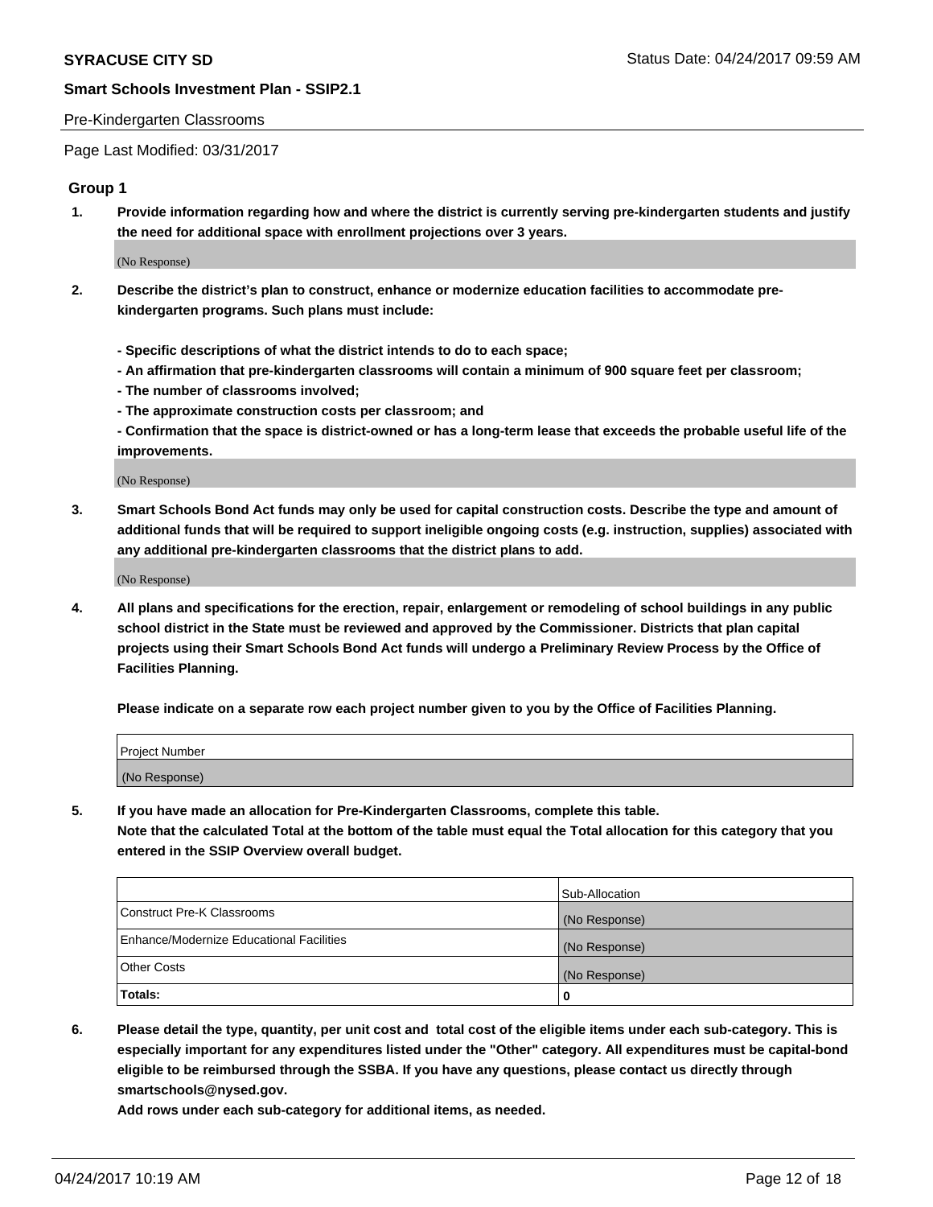Pre-Kindergarten Classrooms

Page Last Modified: 03/31/2017

## Group 1

1. **Provide information regarding how and where the district is currently serving pre-kindergarten students and justify the need for additional space with enrollment projections over 3 years.**

   (No Response)

2. **Describe the district's plan to construct, enhance or modernize education facilities to accommodate pre-kindergarten programs. Such plans must include:**

   **- Specific descriptions of what the district intends to do to each space;**
   **- An affirmation that pre-kindergarten classrooms will contain a minimum of 900 square feet per classroom;**
   **- The number of classrooms involved;**
   **- The approximate construction costs per classroom; and**
   **- Confirmation that the space is district-owned or has a long-term lease that exceeds the probable useful life of the improvements.**

   (No Response)

3. **Smart Schools Bond Act funds may only be used for capital construction costs. Describe the type and amount of additional funds that will be required to support ineligible ongoing costs (e.g. instruction, supplies) associated with any additional pre-kindergarten classrooms that the district plans to add.**

   (No Response)

4. **All plans and specifications for the erection, repair, enlargement or remodeling of school buildings in any public school district in the State must be reviewed and approved by the Commissioner. Districts that plan capital projects using their Smart Schools Bond Act funds will undergo a Preliminary Review Process by the Office of Facilities Planning.**

   **Please indicate on a separate row each project number given to you by the Office of Facilities Planning.**

| Project Number |
| --- |
| (No Response) |

5. **If you have made an allocation for Pre-Kindergarten Classrooms, complete this table.**
   **Note that the calculated Total at the bottom of the table must equal the Total allocation for this category that you entered in the SSIP Overview overall budget.**

| | Sub-Allocation |
| --- | --- |
| Construct Pre-K Classrooms | (No Response) |
| Enhance/Modernize Educational Facilities | (No Response) |
| Other Costs | (No Response) |
| **Totals:** | **0** |

6. **Please detail the type, quantity, per unit cost and total cost of the eligible items under each sub-category. This is especially important for any expenditures listed under the "Other" category. All expenditures must be capital-bond eligible to be reimbursed through the SSBA. If you have any questions, please contact us directly through smartschools@nysed.gov.**

   **Add rows under each sub-category for additional items, as needed.**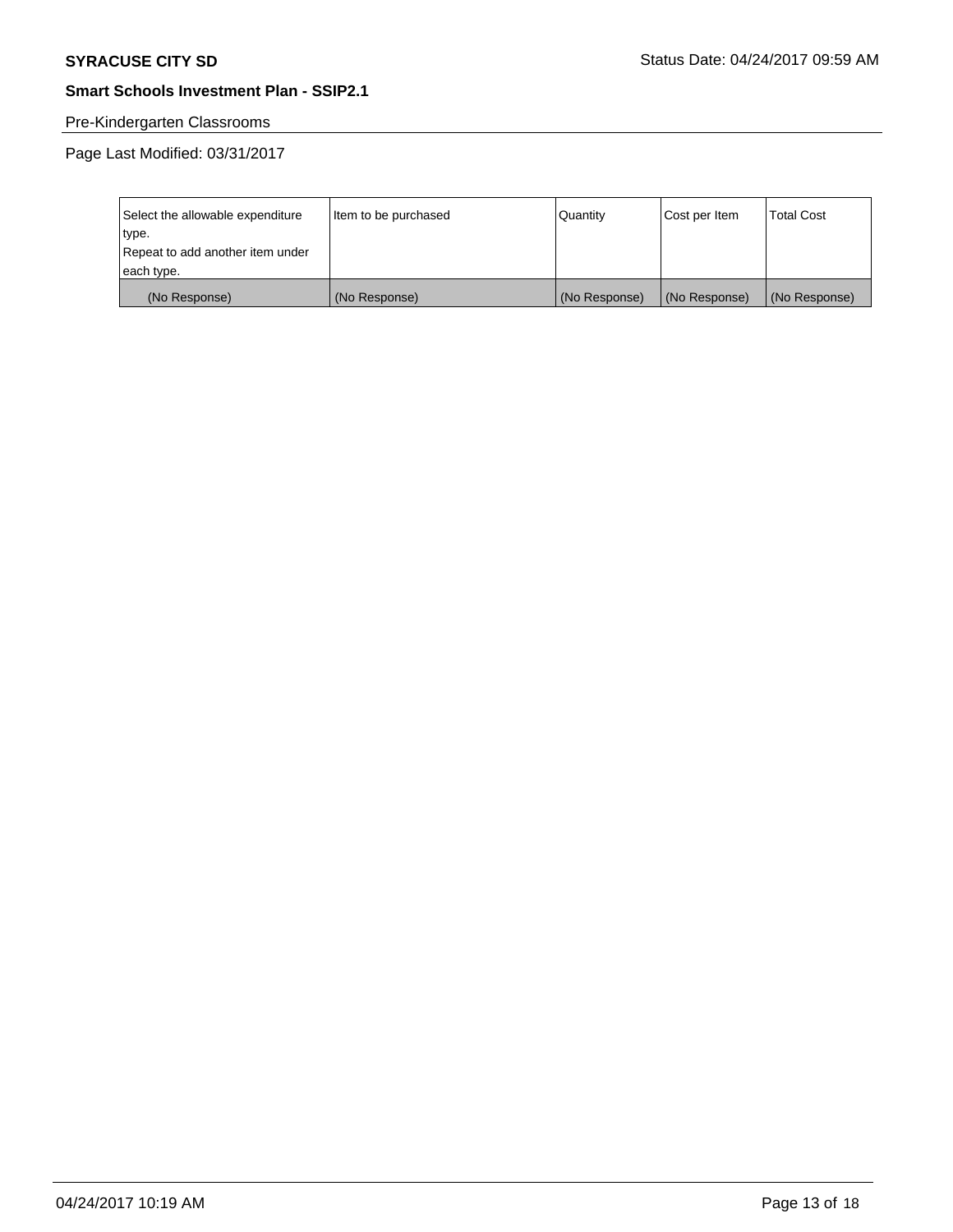Pre-Kindergarten Classrooms

Page Last Modified: 03/31/2017

| Select the allowable expenditure type.<br>Repeat to add another item under each type. | Item to be purchased | Quantity | Cost per Item | Total Cost |
|---|---|---|---|---|
| (No Response) | (No Response) | (No Response) | (No Response) | (No Response) |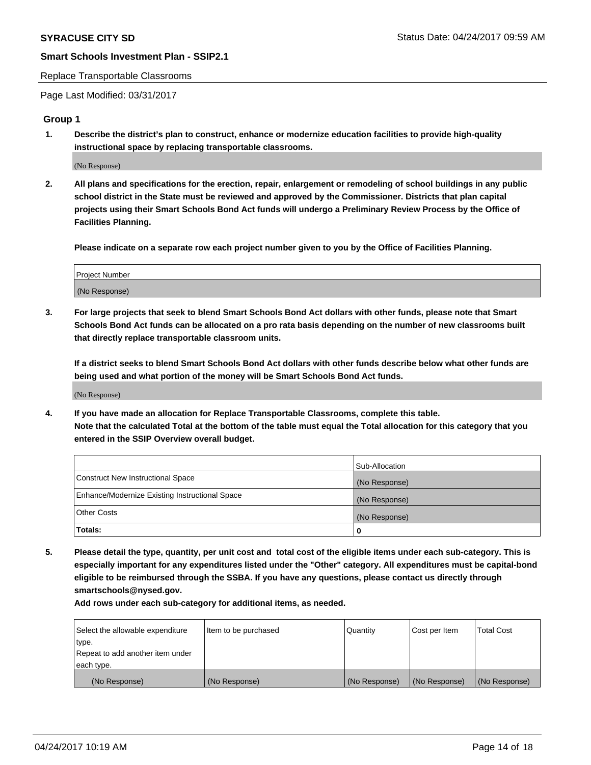**SYRACUSE CITY SD** Status Date: 04/24/2017 09:59 AM

**Smart Schools Investment Plan - SSIP2.1**

Replace Transportable Classrooms

Page Last Modified: 03/31/2017

## Group 1

1. **Describe the district's plan to construct, enhance or modernize education facilities to provide high-quality instructional space by replacing transportable classrooms.**

   (No Response)

2. **All plans and specifications for the erection, repair, enlargement or remodeling of school buildings in any public school district in the State must be reviewed and approved by the Commissioner. Districts that plan capital projects using their Smart Schools Bond Act funds will undergo a Preliminary Review Process by the Office of Facilities Planning.**

   **Please indicate on a separate row each project number given to you by the Office of Facilities Planning.**

| Project Number |
| --- |
| (No Response) |

3. **For large projects that seek to blend Smart Schools Bond Act dollars with other funds, please note that Smart Schools Bond Act funds can be allocated on a pro rata basis depending on the number of new classrooms built that directly replace transportable classroom units.**

   **If a district seeks to blend Smart Schools Bond Act dollars with other funds describe below what other funds are being used and what portion of the money will be Smart Schools Bond Act funds.**

   (No Response)

4. **If you have made an allocation for Replace Transportable Classrooms, complete this table.**
   **Note that the calculated Total at the bottom of the table must equal the Total allocation for this category that you entered in the SSIP Overview overall budget.**

| | Sub-Allocation |
| --- | --- |
| Construct New Instructional Space | (No Response) |
| Enhance/Modernize Existing Instructional Space | (No Response) |
| Other Costs | (No Response) |
| **Totals:** | **0** |

5. **Please detail the type, quantity, per unit cost and total cost of the eligible items under each sub-category. This is especially important for any expenditures listed under the "Other" category. All expenditures must be capital-bond eligible to be reimbursed through the SSBA. If you have any questions, please contact us directly through smartschools@nysed.gov.**

   **Add rows under each sub-category for additional items, as needed.**

| Select the allowable expenditure type. Repeat to add another item under each type. | Item to be purchased | Quantity | Cost per Item | Total Cost |
| --- | --- | --- | --- | --- |
| (No Response) | (No Response) | (No Response) | (No Response) | (No Response) |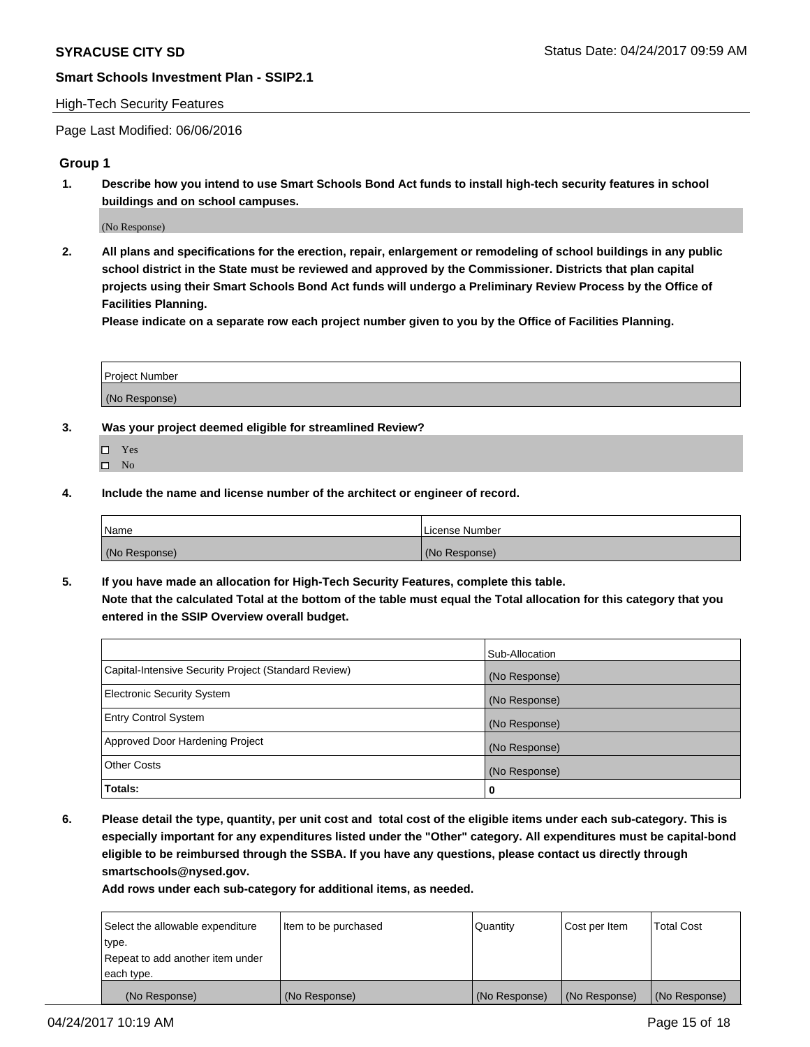**SYRACUSE CITY SD**

Status Date: 04/24/2017 09:59 AM

**Smart Schools Investment Plan - SSIP2.1**

High-Tech Security Features

Page Last Modified: 06/06/2016

### Group 1

1. **Describe how you intend to use Smart Schools Bond Act funds to install high-tech security features in school buildings and on school campuses.**

   (No Response)

2. **All plans and specifications for the erection, repair, enlargement or remodeling of school buildings in any public school district in the State must be reviewed and approved by the Commissioner. Districts that plan capital projects using their Smart Schools Bond Act funds will undergo a Preliminary Review Process by the Office of Facilities Planning.**

   **Please indicate on a separate row each project number given to you by the Office of Facilities Planning.**

| Project Number |
| --- |
| (No Response) |

3. **Was your project deemed eligible for streamlined Review?**

   - ☐ Yes
   - ☐ No

4. **Include the name and license number of the architect or engineer of record.**

| Name | License Number |
| --- | --- |
| (No Response) | (No Response) |

5. **If you have made an allocation for High-Tech Security Features, complete this table.**

   **Note that the calculated Total at the bottom of the table must equal the Total allocation for this category that you entered in the SSIP Overview overall budget.**

| | Sub-Allocation |
| --- | --- |
| Capital-Intensive Security Project (Standard Review) | (No Response) |
| Electronic Security System | (No Response) |
| Entry Control System | (No Response) |
| Approved Door Hardening Project | (No Response) |
| Other Costs | (No Response) |
| **Totals:** | **0** |

6. **Please detail the type, quantity, per unit cost and total cost of the eligible items under each sub-category. This is especially important for any expenditures listed under the "Other" category. All expenditures must be capital-bond eligible to be reimbursed through the SSBA. If you have any questions, please contact us directly through smartschools@nysed.gov.**

   **Add rows under each sub-category for additional items, as needed.**

| Select the allowable expenditure type. Repeat to add another item under each type. | Item to be purchased | Quantity | Cost per Item | Total Cost |
| --- | --- | --- | --- | --- |
| (No Response) | (No Response) | (No Response) | (No Response) | (No Response) |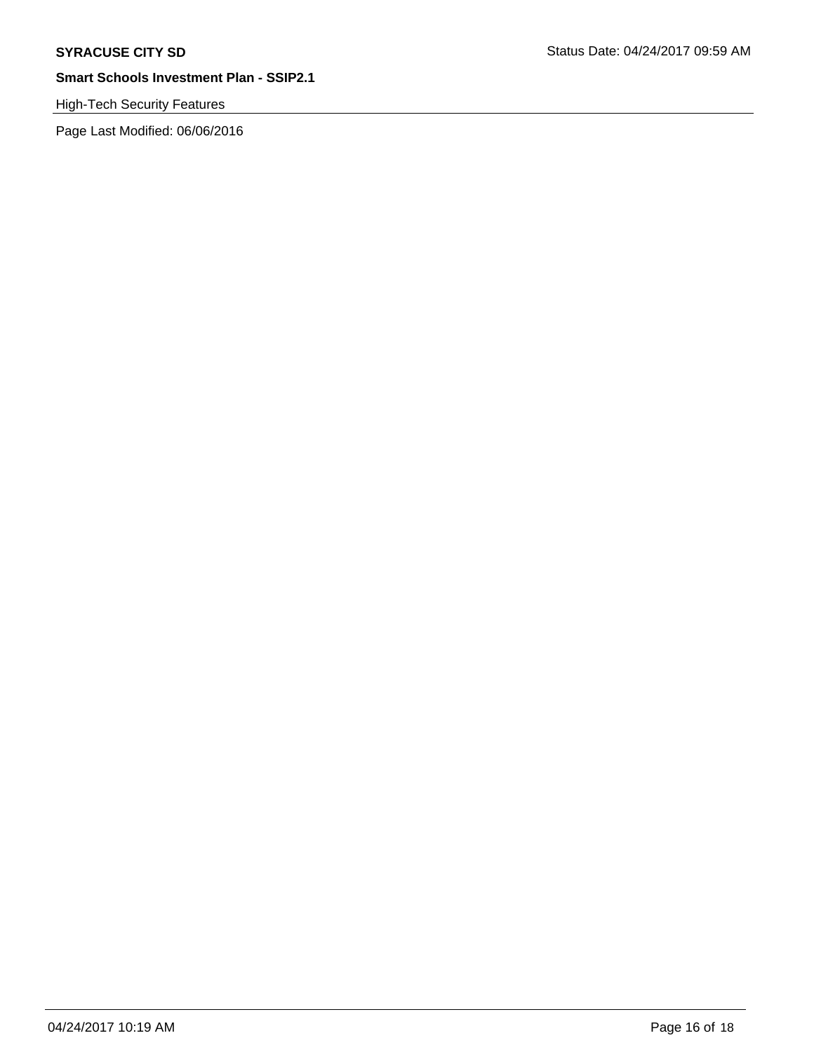High-Tech Security Features

Page Last Modified: 06/06/2016